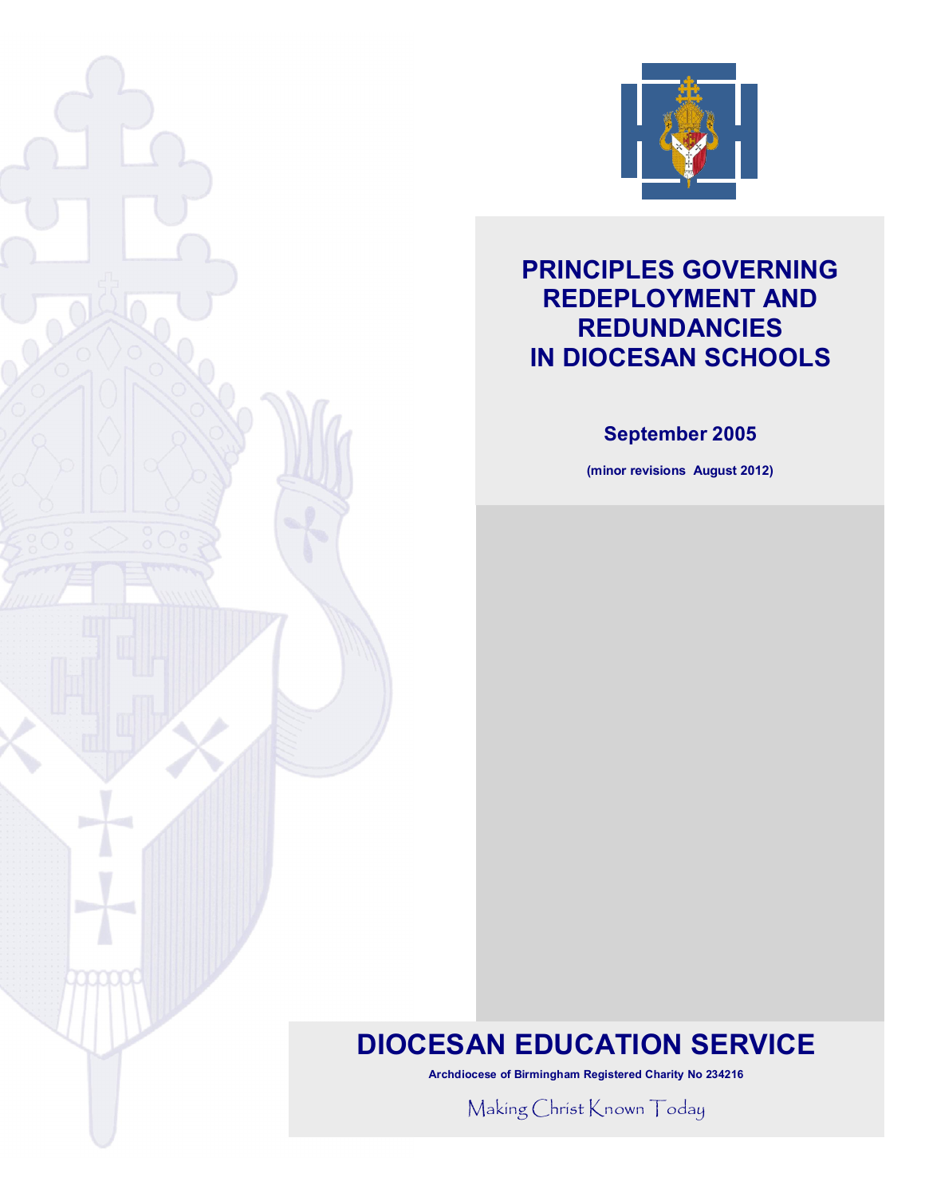# PRINCIPLES GOVERNING REDEPLOYMENT AND REDUNDANCIES IN DIOCESAN SCHOOLS

**September 2005**

**(minor revisions August 2012)**

# DIOCESAN EDUCATION SERVICE

**Archdiocese of Birmingham Registered Charity No 234216**

Making Christ Known Today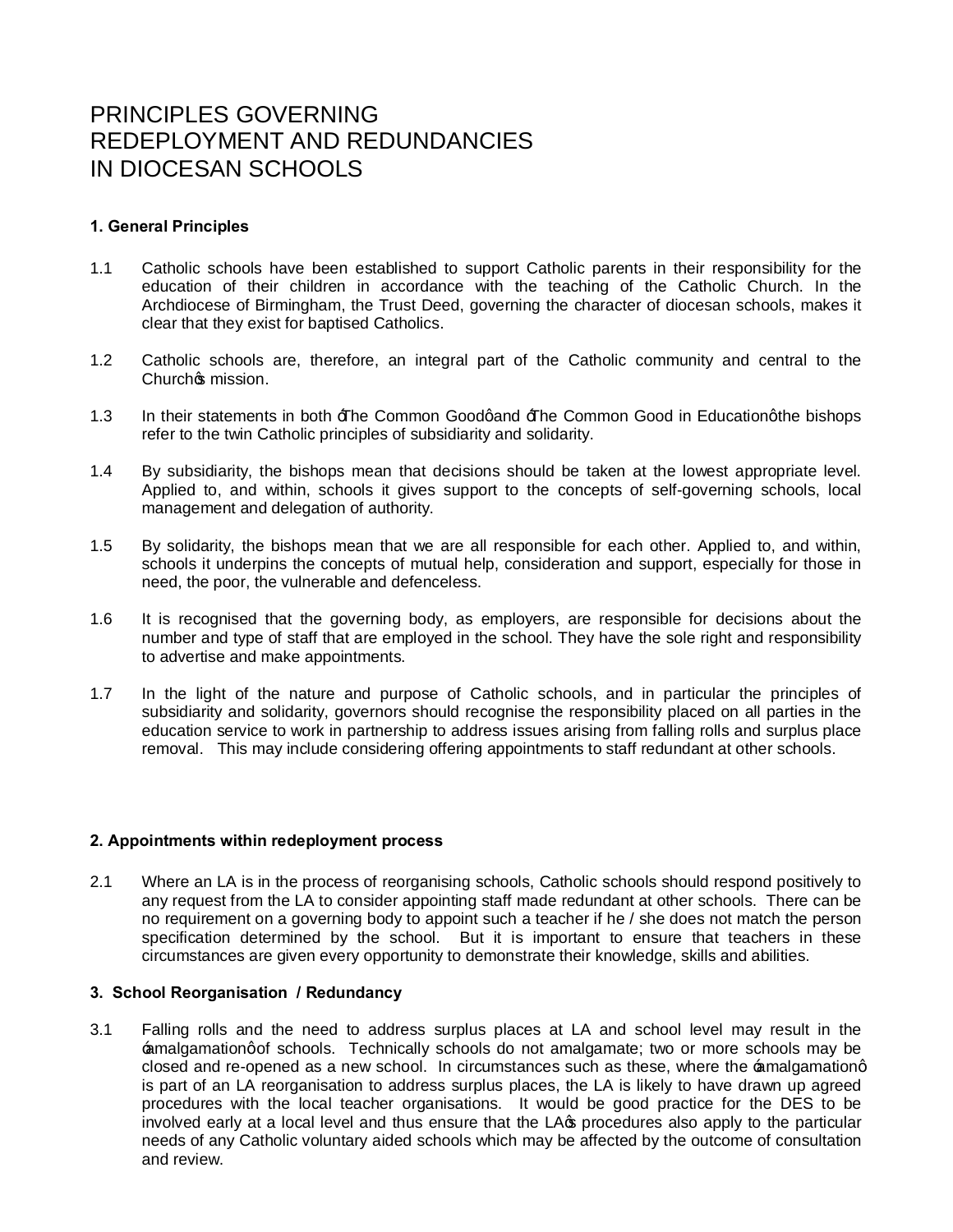# PRINCIPLES GOVERNING REDEPLOYMENT AND REDUNDANCIES IN DIOCESAN SCHOOLS

### 1. General Principles

1.1 Catholic schools have been established to support Catholic parents in their responsibility for the education of their children in accordance with the teaching of the Catholic Church. In the Archdiocese of Birmingham, the Trust Deed, governing the character of diocesan schools, makes it clear that they exist for baptised Catholics.

1.2 Catholic schools are, therefore, an integral part of the Catholic community and central to the Church's mission.

1.3 In their statements in both 'The Common Good' and 'The Common Good in Education' the bishops refer to the twin Catholic principles of subsidiarity and solidarity.

1.4 By subsidiarity, the bishops mean that decisions should be taken at the lowest appropriate level. Applied to, and within, schools it gives support to the concepts of self-governing schools, local management and delegation of authority.

1.5 By solidarity, the bishops mean that we are all responsible for each other. Applied to, and within, schools it underpins the concepts of mutual help, consideration and support, especially for those in need, the poor, the vulnerable and defenceless.

1.6 It is recognised that the governing body, as employers, are responsible for decisions about the number and type of staff that are employed in the school. They have the sole right and responsibility to advertise and make appointments.

1.7 In the light of the nature and purpose of Catholic schools, and in particular the principles of subsidiarity and solidarity, governors should recognise the responsibility placed on all parties in the education service to work in partnership to address issues arising from falling rolls and surplus place removal. This may include considering offering appointments to staff redundant at other schools.

### 2. Appointments within redeployment process

2.1 Where an LA is in the process of reorganising schools, Catholic schools should respond positively to any request from the LA to consider appointing staff made redundant at other schools. There can be no requirement on a governing body to appoint such a teacher if he / she does not match the person specification determined by the school. But it is important to ensure that teachers in these circumstances are given every opportunity to demonstrate their knowledge, skills and abilities.

### 3. School Reorganisation / Redundancy

3.1 Falling rolls and the need to address surplus places at LA and school level may result in the 'amalgamation' of schools. Technically schools do not amalgamate; two or more schools may be closed and re-opened as a new school. In circumstances such as these, where the 'amalgamation' is part of an LA reorganisation to address surplus places, the LA is likely to have drawn up agreed procedures with the local teacher organisations. It would be good practice for the DES to be involved early at a local level and thus ensure that the LA's procedures also apply to the particular needs of any Catholic voluntary aided schools which may be affected by the outcome of consultation and review.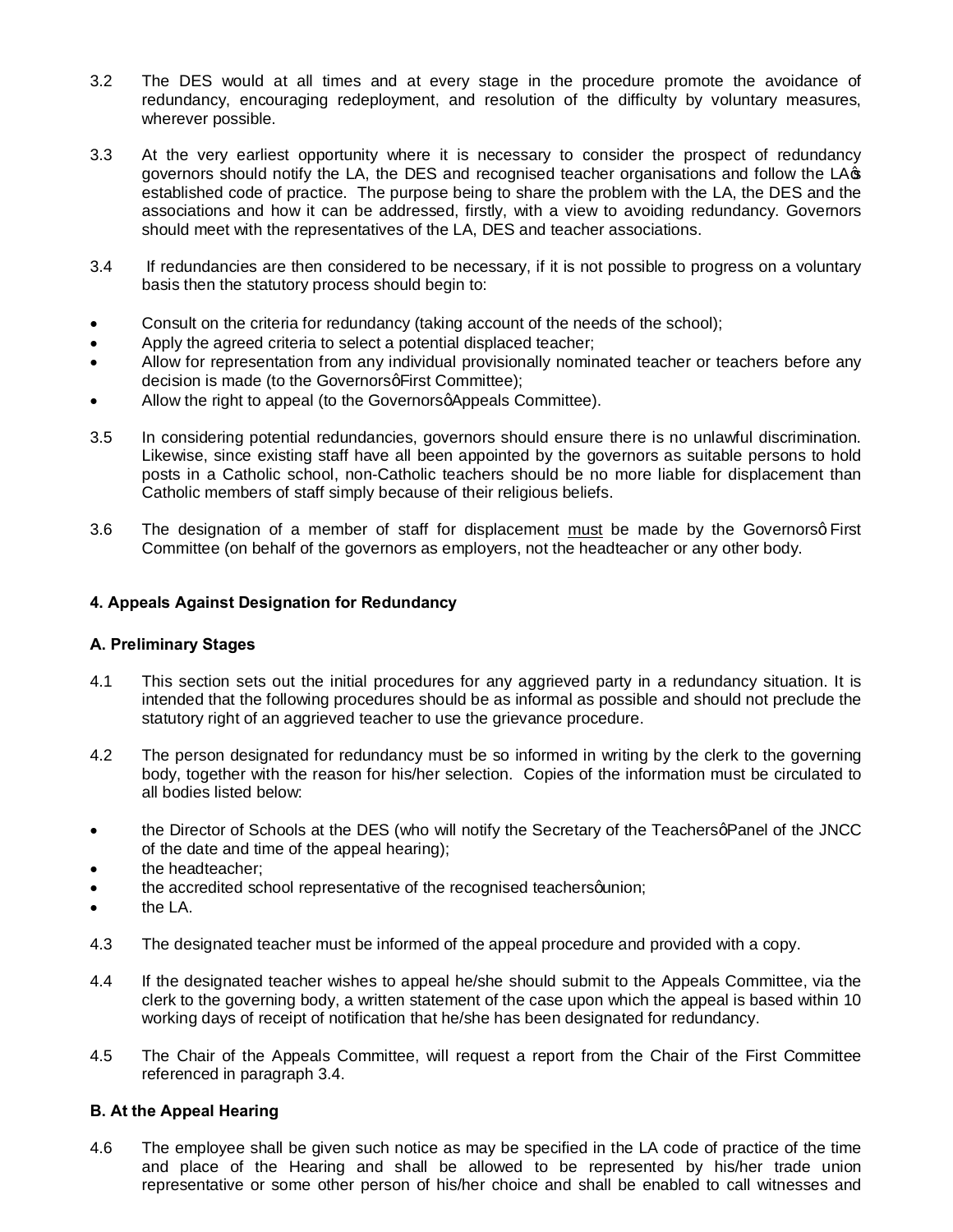3.2 The DES would at all times and at every stage in the procedure promote the avoidance of redundancy, encouraging redeployment, and resolution of the difficulty by voluntary measures, wherever possible.

3.3 At the very earliest opportunity where it is necessary to consider the prospect of redundancy governors should notify the LA, the DES and recognised teacher organisations and follow the LA's established code of practice. The purpose being to share the problem with the LA, the DES and the associations and how it can be addressed, firstly, with a view to avoiding redundancy. Governors should meet with the representatives of the LA, DES and teacher associations.

3.4 If redundancies are then considered to be necessary, if it is not possible to progress on a voluntary basis then the statutory process should begin to:

- Consult on the criteria for redundancy (taking account of the needs of the school);
- Apply the agreed criteria to select a potential displaced teacher;
- Allow for representation from any individual provisionally nominated teacher or teachers before any decision is made (to the Governors' First Committee);
- Allow the right to appeal (to the Governors' Appeals Committee).

3.5 In considering potential redundancies, governors should ensure there is no unlawful discrimination. Likewise, since existing staff have all been appointed by the governors as suitable persons to hold posts in a Catholic school, non-Catholic teachers should be no more liable for displacement than Catholic members of staff simply because of their religious beliefs.

3.6 The designation of a member of staff for displacement must be made by the Governors' First Committee (on behalf of the governors as employers, not the headteacher or any other body.

### 4. Appeals Against Designation for Redundancy

#### A. Preliminary Stages

4.1 This section sets out the initial procedures for any aggrieved party in a redundancy situation. It is intended that the following procedures should be as informal as possible and should not preclude the statutory right of an aggrieved teacher to use the grievance procedure.

4.2 The person designated for redundancy must be so informed in writing by the clerk to the governing body, together with the reason for his/her selection. Copies of the information must be circulated to all bodies listed below:

- the Director of Schools at the DES (who will notify the Secretary of the Teachers' Panel of the JNCC of the date and time of the appeal hearing);
- the headteacher;
- the accredited school representative of the recognised teachers' union;
- the LA.

4.3 The designated teacher must be informed of the appeal procedure and provided with a copy.

4.4 If the designated teacher wishes to appeal he/she should submit to the Appeals Committee, via the clerk to the governing body, a written statement of the case upon which the appeal is based within 10 working days of receipt of notification that he/she has been designated for redundancy.

4.5 The Chair of the Appeals Committee, will request a report from the Chair of the First Committee referenced in paragraph 3.4.

#### B. At the Appeal Hearing

4.6 The employee shall be given such notice as may be specified in the LA code of practice of the time and place of the Hearing and shall be allowed to be represented by his/her trade union representative or some other person of his/her choice and shall be enabled to call witnesses and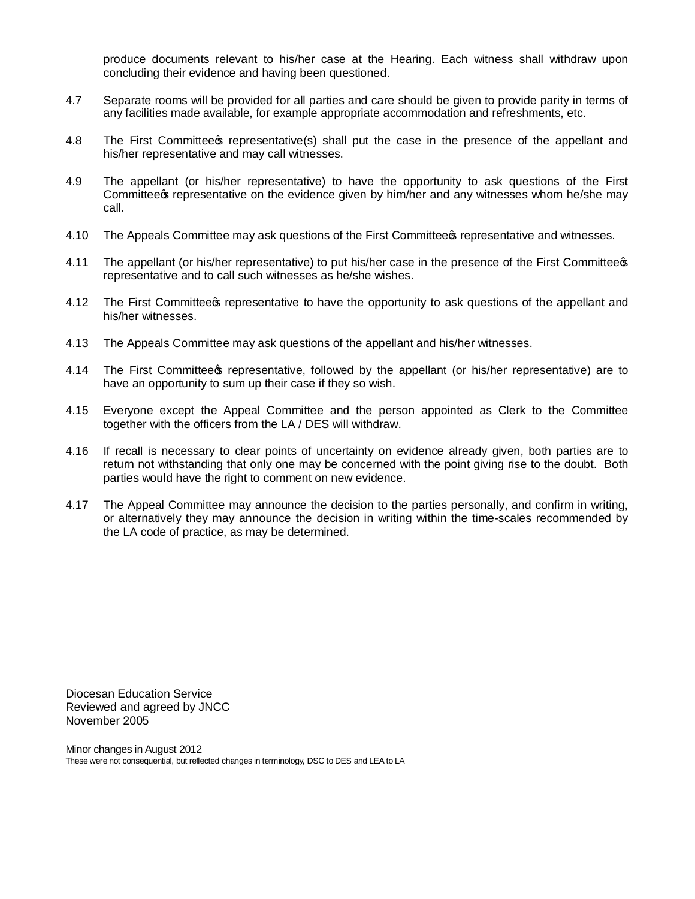produce documents relevant to his/her case at the Hearing. Each witness shall withdraw upon concluding their evidence and having been questioned.

4.7 Separate rooms will be provided for all parties and care should be given to provide parity in terms of any facilities made available, for example appropriate accommodation and refreshments, etc.

4.8 The First Committee's representative(s) shall put the case in the presence of the appellant and his/her representative and may call witnesses.

4.9 The appellant (or his/her representative) to have the opportunity to ask questions of the First Committee's representative on the evidence given by him/her and any witnesses whom he/she may call.

4.10 The Appeals Committee may ask questions of the First Committee's representative and witnesses.

4.11 The appellant (or his/her representative) to put his/her case in the presence of the First Committee's representative and to call such witnesses as he/she wishes.

4.12 The First Committee's representative to have the opportunity to ask questions of the appellant and his/her witnesses.

4.13 The Appeals Committee may ask questions of the appellant and his/her witnesses.

4.14 The First Committee's representative, followed by the appellant (or his/her representative) are to have an opportunity to sum up their case if they so wish.

4.15 Everyone except the Appeal Committee and the person appointed as Clerk to the Committee together with the officers from the LA / DES will withdraw.

4.16 If recall is necessary to clear points of uncertainty on evidence already given, both parties are to return not withstanding that only one may be concerned with the point giving rise to the doubt. Both parties would have the right to comment on new evidence.

4.17 The Appeal Committee may announce the decision to the parties personally, and confirm in writing, or alternatively they may announce the decision in writing within the time-scales recommended by the LA code of practice, as may be determined.

Diocesan Education Service
Reviewed and agreed by JNCC
November 2005

Minor changes in August 2012
These were not consequential, but reflected changes in terminology, DSC to DES and LEA to LA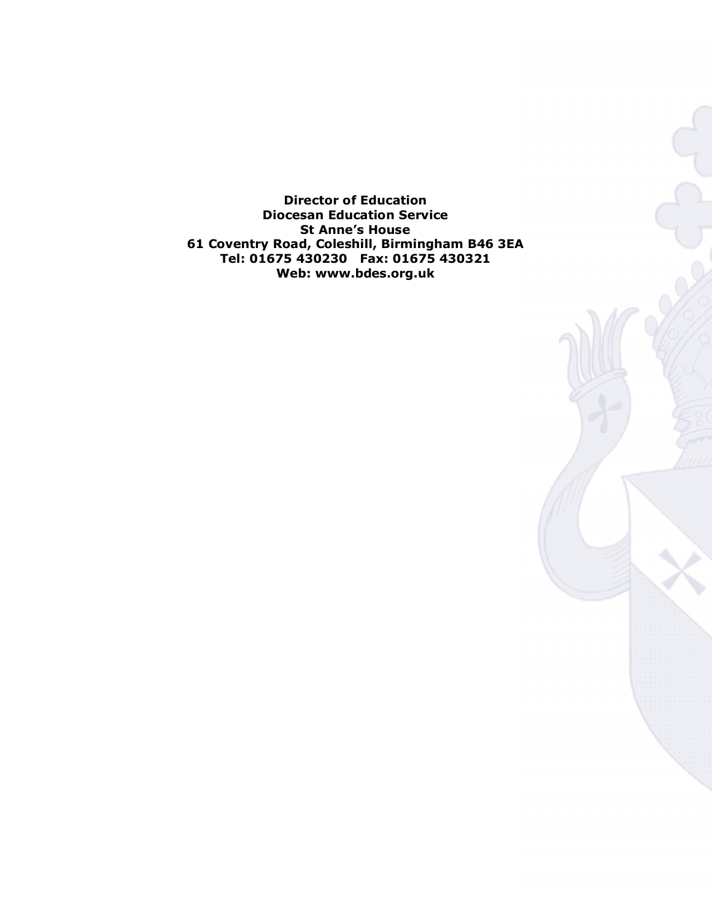**Director of Education**
**Diocesan Education Service**
**St Anne's House**
**61 Coventry Road, Coleshill, Birmingham B46 3EA**
**Tel: 01675 430230   Fax: 01675 430321**
**Web: www.bdes.org.uk**